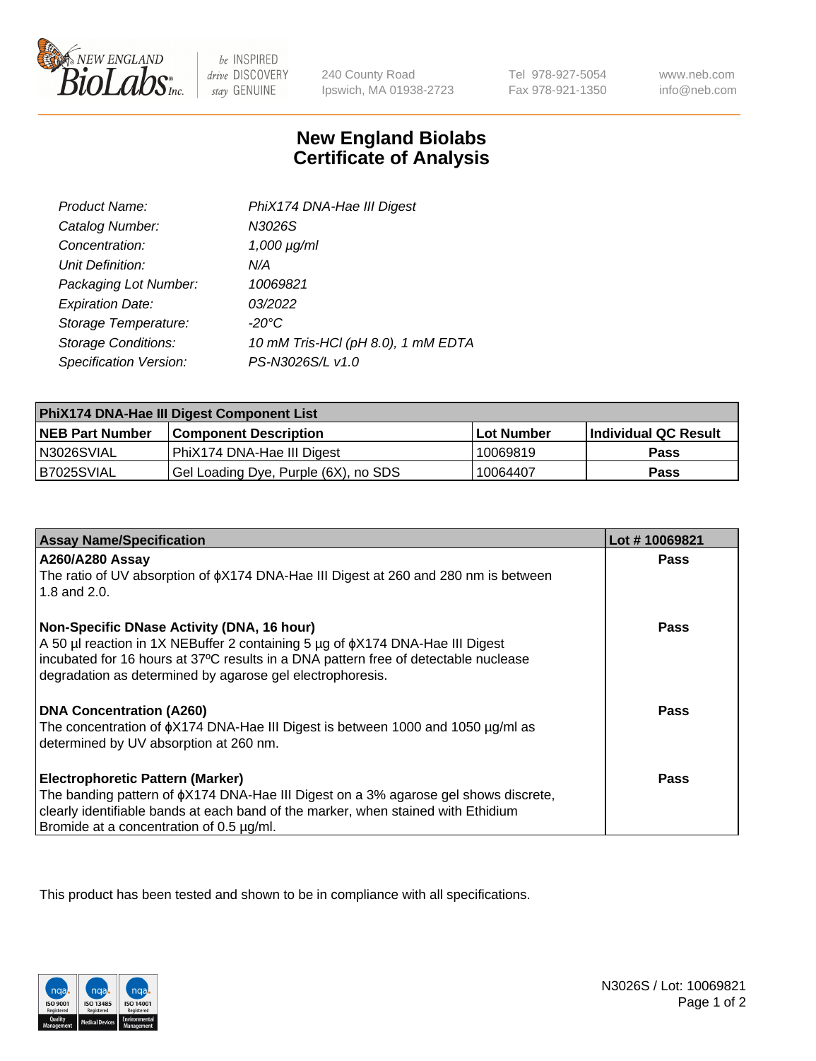# New England Biolabs Certificate of Analysis

| | |
|---|---|
| *Product Name:* | *PhiX174 DNA-Hae III Digest* |
| *Catalog Number:* | *N3026S* |
| *Concentration:* | *1,000 µg/ml* |
| *Unit Definition:* | *N/A* |
| *Packaging Lot Number:* | *10069821* |
| *Expiration Date:* | *03/2022* |
| *Storage Temperature:* | *-20°C* |
| *Storage Conditions:* | *10 mM Tris-HCl (pH 8.0), 1 mM EDTA* |
| *Specification Version:* | *PS-N3026S/L v1.0* |

| PhiX174 DNA-Hae III Digest Component List | | | |
|---|---|---|---|
| **NEB Part Number** | **Component Description** | **Lot Number** | **Individual QC Result** |
| N3026SVIAL | PhiX174 DNA-Hae III Digest | 10069819 | **Pass** |
| B7025SVIAL | Gel Loading Dye, Purple (6X), no SDS | 10064407 | **Pass** |

| Assay Name/Specification | Lot # 10069821 |
|---|---|
| **A260/A280 Assay**<br>The ratio of UV absorption of ϕX174 DNA-Hae III Digest at 260 and 280 nm is between 1.8 and 2.0. | **Pass** |
| **Non-Specific DNase Activity (DNA, 16 hour)**<br>A 50 µl reaction in 1X NEBuffer 2 containing 5 µg of ϕX174 DNA-Hae III Digest incubated for 16 hours at 37ºC results in a DNA pattern free of detectable nuclease degradation as determined by agarose gel electrophoresis. | **Pass** |
| **DNA Concentration (A260)**<br>The concentration of ϕX174 DNA-Hae III Digest is between 1000 and 1050 µg/ml as determined by UV absorption at 260 nm. | **Pass** |
| **Electrophoretic Pattern (Marker)**<br>The banding pattern of ϕX174 DNA-Hae III Digest on a 3% agarose gel shows discrete, clearly identifiable bands at each band of the marker, when stained with Ethidium Bromide at a concentration of 0.5 µg/ml. | **Pass** |

This product has been tested and shown to be in compliance with all specifications.

N3026S / Lot: 10069821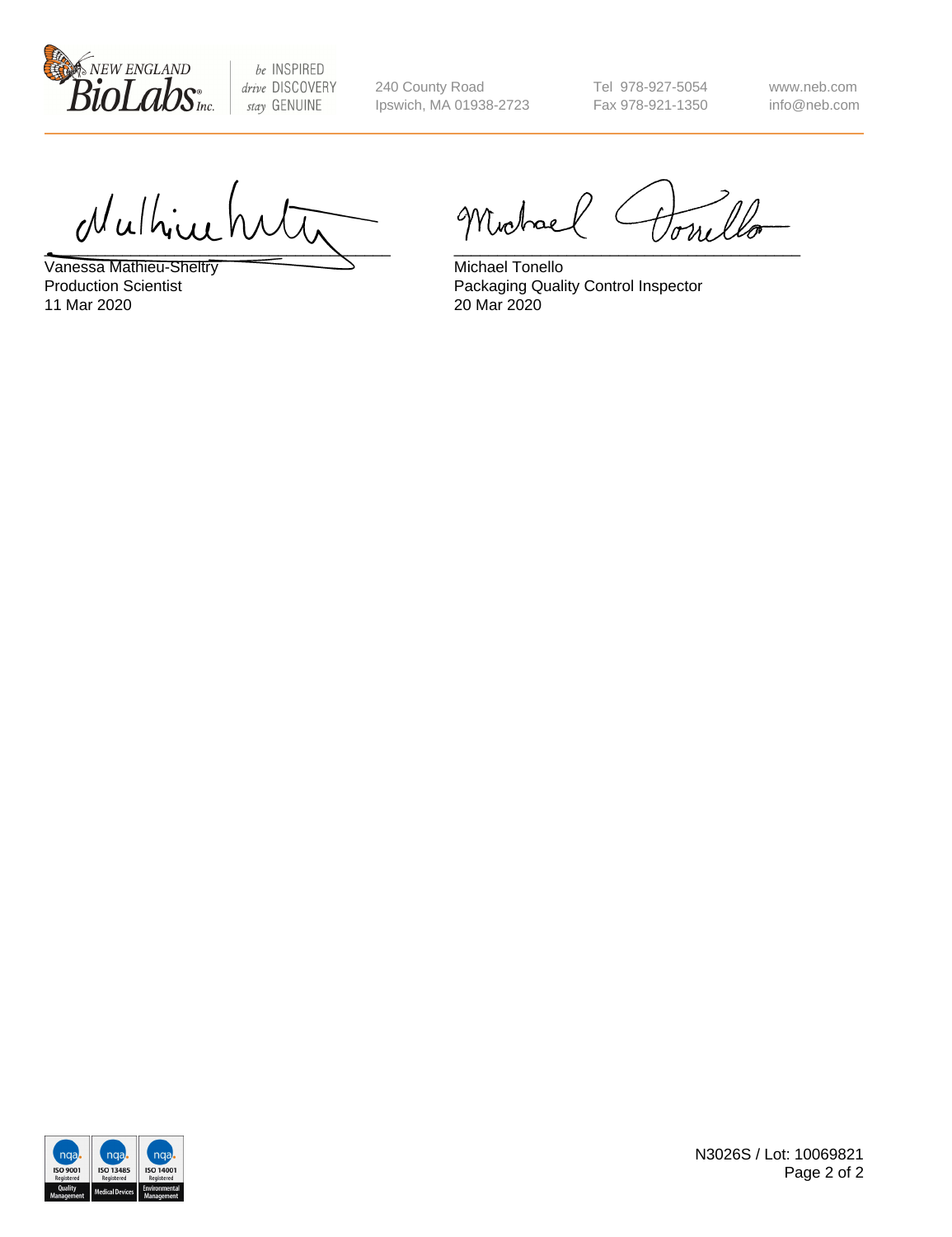Vanessa Mathieu-Sheltry
Production Scientist
11 Mar 2020

Michael Tonello
Packaging Quality Control Inspector
20 Mar 2020

N3026S / Lot: 10069821